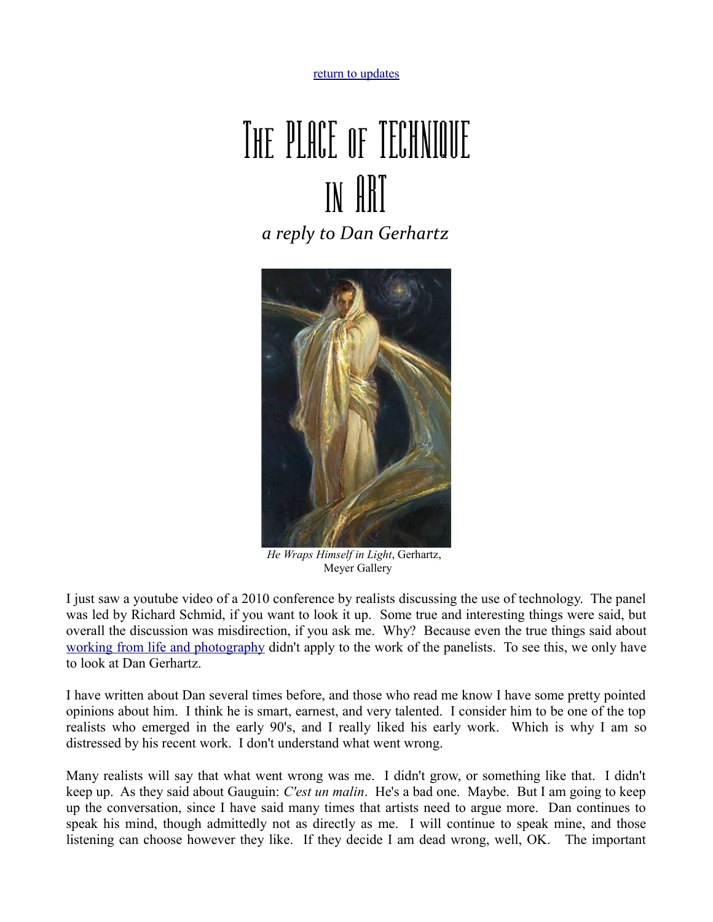return to updates

# The PLACE of TECHNIQUE in ART

*a reply to Dan Gerhartz*

*He Wraps Himself in Light*, Gerhartz, Meyer Gallery

I just saw a youtube video of a 2010 conference by realists discussing the use of technology. The panel was led by Richard Schmid, if you want to look it up. Some true and interesting things were said, but overall the discussion was misdirection, if you ask me. Why? Because even the true things said about working from life and photography didn't apply to the work of the panelists. To see this, we only have to look at Dan Gerhartz.

I have written about Dan several times before, and those who read me know I have some pretty pointed opinions about him. I think he is smart, earnest, and very talented. I consider him to be one of the top realists who emerged in the early 90's, and I really liked his early work. Which is why I am so distressed by his recent work. I don't understand what went wrong.

Many realists will say that what went wrong was me. I didn't grow, or something like that. I didn't keep up. As they said about Gauguin: *C'est un malin*. He's a bad one. Maybe. But I am going to keep up the conversation, since I have said many times that artists need to argue more. Dan continues to speak his mind, though admittedly not as directly as me. I will continue to speak mine, and those listening can choose however they like. If they decide I am dead wrong, well, OK. The important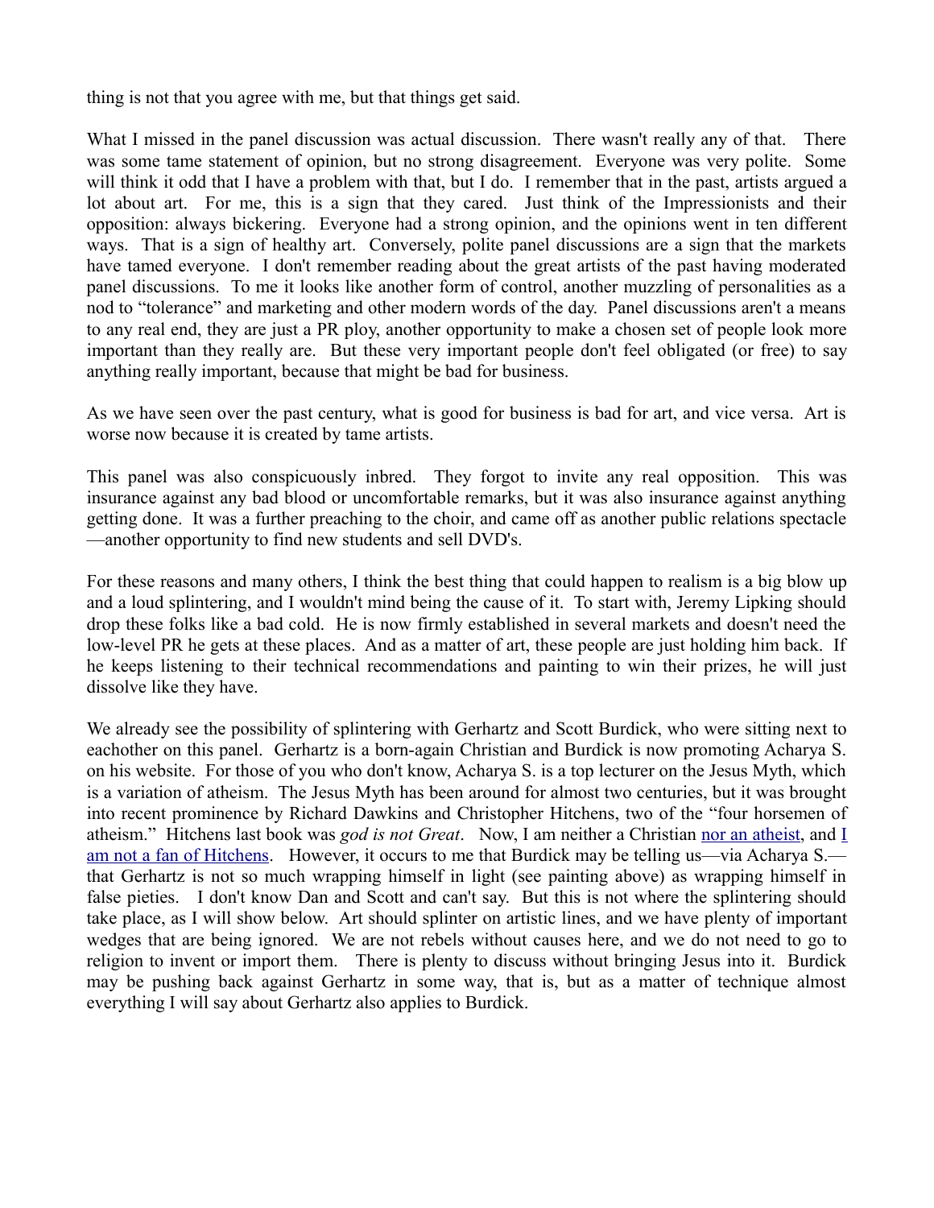thing is not that you agree with me, but that things get said.

What I missed in the panel discussion was actual discussion. There wasn't really any of that. There was some tame statement of opinion, but no strong disagreement. Everyone was very polite. Some will think it odd that I have a problem with that, but I do. I remember that in the past, artists argued a lot about art. For me, this is a sign that they cared. Just think of the Impressionists and their opposition: always bickering. Everyone had a strong opinion, and the opinions went in ten different ways. That is a sign of healthy art. Conversely, polite panel discussions are a sign that the markets have tamed everyone. I don't remember reading about the great artists of the past having moderated panel discussions. To me it looks like another form of control, another muzzling of personalities as a nod to "tolerance" and marketing and other modern words of the day. Panel discussions aren't a means to any real end, they are just a PR ploy, another opportunity to make a chosen set of people look more important than they really are. But these very important people don't feel obligated (or free) to say anything really important, because that might be bad for business.

As we have seen over the past century, what is good for business is bad for art, and vice versa. Art is worse now because it is created by tame artists.

This panel was also conspicuously inbred. They forgot to invite any real opposition. This was insurance against any bad blood or uncomfortable remarks, but it was also insurance against anything getting done. It was a further preaching to the choir, and came off as another public relations spectacle—another opportunity to find new students and sell DVD's.

For these reasons and many others, I think the best thing that could happen to realism is a big blow up and a loud splintering, and I wouldn't mind being the cause of it. To start with, Jeremy Lipking should drop these folks like a bad cold. He is now firmly established in several markets and doesn't need the low-level PR he gets at these places. And as a matter of art, these people are just holding him back. If he keeps listening to their technical recommendations and painting to win their prizes, he will just dissolve like they have.

We already see the possibility of splintering with Gerhartz and Scott Burdick, who were sitting next to eachother on this panel. Gerhartz is a born-again Christian and Burdick is now promoting Acharya S. on his website. For those of you who don't know, Acharya S. is a top lecturer on the Jesus Myth, which is a variation of atheism. The Jesus Myth has been around for almost two centuries, but it was brought into recent prominence by Richard Dawkins and Christopher Hitchens, two of the "four horsemen of atheism." Hitchens last book was *god is not Great*. Now, I am neither a Christian nor an atheist, and I am not a fan of Hitchens. However, it occurs to me that Burdick may be telling us—via Acharya S.—that Gerhartz is not so much wrapping himself in light (see painting above) as wrapping himself in false pieties. I don't know Dan and Scott and can't say. But this is not where the splintering should take place, as I will show below. Art should splinter on artistic lines, and we have plenty of important wedges that are being ignored. We are not rebels without causes here, and we do not need to go to religion to invent or import them. There is plenty to discuss without bringing Jesus into it. Burdick may be pushing back against Gerhartz in some way, that is, but as a matter of technique almost everything I will say about Gerhartz also applies to Burdick.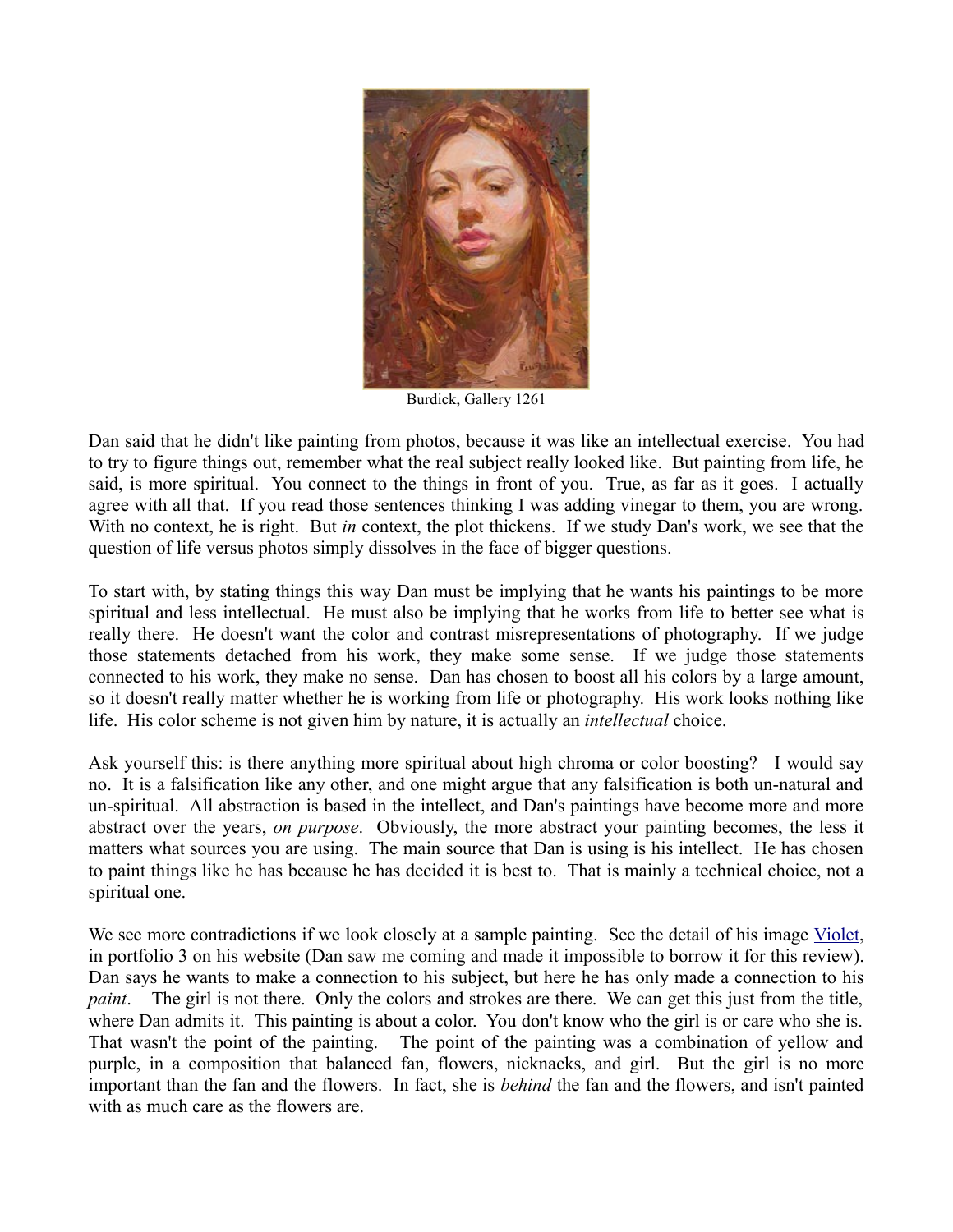Burdick, Gallery 1261

Dan said that he didn't like painting from photos, because it was like an intellectual exercise. You had to try to figure things out, remember what the real subject really looked like. But painting from life, he said, is more spiritual. You connect to the things in front of you. True, as far as it goes. I actually agree with all that. If you read those sentences thinking I was adding vinegar to them, you are wrong. With no context, he is right. But *in* context, the plot thickens. If we study Dan's work, we see that the question of life versus photos simply dissolves in the face of bigger questions.

To start with, by stating things this way Dan must be implying that he wants his paintings to be more spiritual and less intellectual. He must also be implying that he works from life to better see what is really there. He doesn't want the color and contrast misrepresentations of photography. If we judge those statements detached from his work, they make some sense. If we judge those statements connected to his work, they make no sense. Dan has chosen to boost all his colors by a large amount, so it doesn't really matter whether he is working from life or photography. His work looks nothing like life. His color scheme is not given him by nature, it is actually an *intellectual* choice.

Ask yourself this: is there anything more spiritual about high chroma or color boosting? I would say no. It is a falsification like any other, and one might argue that any falsification is both un-natural and un-spiritual. All abstraction is based in the intellect, and Dan's paintings have become more and more abstract over the years, *on purpose*. Obviously, the more abstract your painting becomes, the less it matters what sources you are using. The main source that Dan is using is his intellect. He has chosen to paint things like he has because he has decided it is best to. That is mainly a technical choice, not a spiritual one.

We see more contradictions if we look closely at a sample painting. See the detail of his image Violet, in portfolio 3 on his website (Dan saw me coming and made it impossible to borrow it for this review). Dan says he wants to make a connection to his subject, but here he has only made a connection to his *paint*. The girl is not there. Only the colors and strokes are there. We can get this just from the title, where Dan admits it. This painting is about a color. You don't know who the girl is or care who she is. That wasn't the point of the painting. The point of the painting was a combination of yellow and purple, in a composition that balanced fan, flowers, nicknacks, and girl. But the girl is no more important than the fan and the flowers. In fact, she is *behind* the fan and the flowers, and isn't painted with as much care as the flowers are.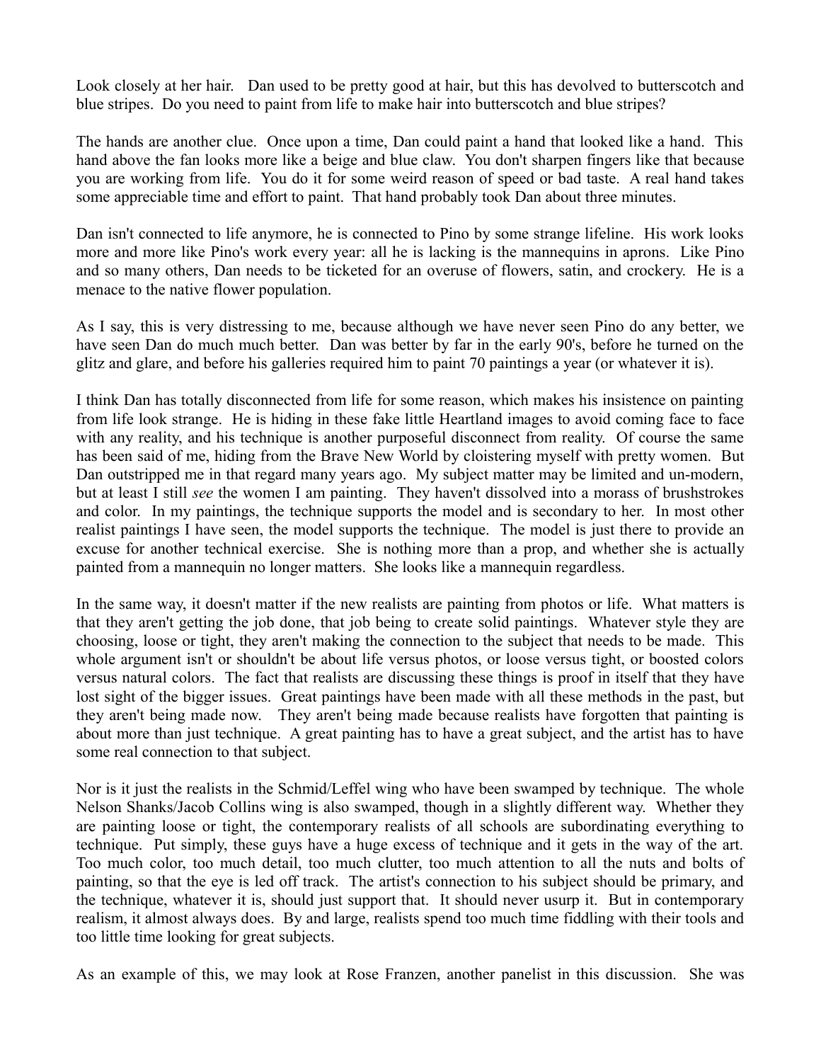Look closely at her hair. Dan used to be pretty good at hair, but this has devolved to butterscotch and blue stripes. Do you need to paint from life to make hair into butterscotch and blue stripes?

The hands are another clue. Once upon a time, Dan could paint a hand that looked like a hand. This hand above the fan looks more like a beige and blue claw. You don't sharpen fingers like that because you are working from life. You do it for some weird reason of speed or bad taste. A real hand takes some appreciable time and effort to paint. That hand probably took Dan about three minutes.

Dan isn't connected to life anymore, he is connected to Pino by some strange lifeline. His work looks more and more like Pino's work every year: all he is lacking is the mannequins in aprons. Like Pino and so many others, Dan needs to be ticketed for an overuse of flowers, satin, and crockery. He is a menace to the native flower population.

As I say, this is very distressing to me, because although we have never seen Pino do any better, we have seen Dan do much much better. Dan was better by far in the early 90's, before he turned on the glitz and glare, and before his galleries required him to paint 70 paintings a year (or whatever it is).

I think Dan has totally disconnected from life for some reason, which makes his insistence on painting from life look strange. He is hiding in these fake little Heartland images to avoid coming face to face with any reality, and his technique is another purposeful disconnect from reality. Of course the same has been said of me, hiding from the Brave New World by cloistering myself with pretty women. But Dan outstripped me in that regard many years ago. My subject matter may be limited and un-modern, but at least I still *see* the women I am painting. They haven't dissolved into a morass of brushstrokes and color. In my paintings, the technique supports the model and is secondary to her. In most other realist paintings I have seen, the model supports the technique. The model is just there to provide an excuse for another technical exercise. She is nothing more than a prop, and whether she is actually painted from a mannequin no longer matters. She looks like a mannequin regardless.

In the same way, it doesn't matter if the new realists are painting from photos or life. What matters is that they aren't getting the job done, that job being to create solid paintings. Whatever style they are choosing, loose or tight, they aren't making the connection to the subject that needs to be made. This whole argument isn't or shouldn't be about life versus photos, or loose versus tight, or boosted colors versus natural colors. The fact that realists are discussing these things is proof in itself that they have lost sight of the bigger issues. Great paintings have been made with all these methods in the past, but they aren't being made now. They aren't being made because realists have forgotten that painting is about more than just technique. A great painting has to have a great subject, and the artist has to have some real connection to that subject.

Nor is it just the realists in the Schmid/Leffel wing who have been swamped by technique. The whole Nelson Shanks/Jacob Collins wing is also swamped, though in a slightly different way. Whether they are painting loose or tight, the contemporary realists of all schools are subordinating everything to technique. Put simply, these guys have a huge excess of technique and it gets in the way of the art. Too much color, too much detail, too much clutter, too much attention to all the nuts and bolts of painting, so that the eye is led off track. The artist's connection to his subject should be primary, and the technique, whatever it is, should just support that. It should never usurp it. But in contemporary realism, it almost always does. By and large, realists spend too much time fiddling with their tools and too little time looking for great subjects.

As an example of this, we may look at Rose Franzen, another panelist in this discussion. She was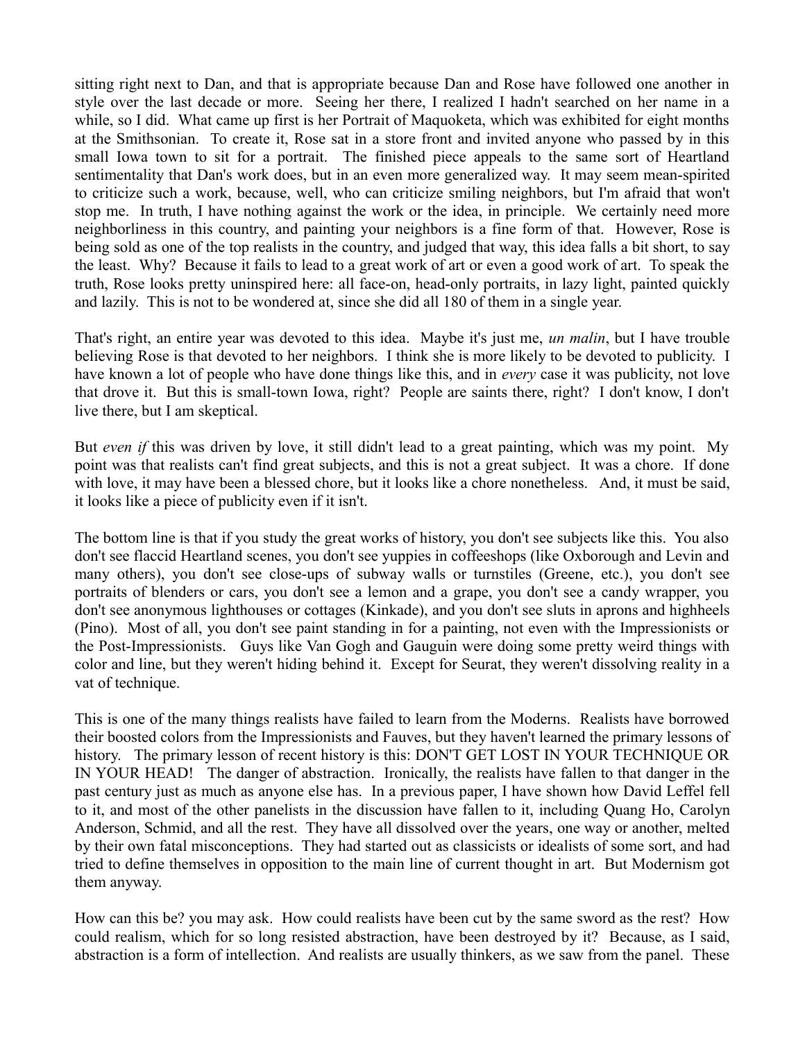sitting right next to Dan, and that is appropriate because Dan and Rose have followed one another in style over the last decade or more. Seeing her there, I realized I hadn't searched on her name in a while, so I did. What came up first is her Portrait of Maquoketa, which was exhibited for eight months at the Smithsonian. To create it, Rose sat in a store front and invited anyone who passed by in this small Iowa town to sit for a portrait. The finished piece appeals to the same sort of Heartland sentimentality that Dan's work does, but in an even more generalized way. It may seem mean-spirited to criticize such a work, because, well, who can criticize smiling neighbors, but I'm afraid that won't stop me. In truth, I have nothing against the work or the idea, in principle. We certainly need more neighborliness in this country, and painting your neighbors is a fine form of that. However, Rose is being sold as one of the top realists in the country, and judged that way, this idea falls a bit short, to say the least. Why? Because it fails to lead to a great work of art or even a good work of art. To speak the truth, Rose looks pretty uninspired here: all face-on, head-only portraits, in lazy light, painted quickly and lazily. This is not to be wondered at, since she did all 180 of them in a single year.

That's right, an entire year was devoted to this idea. Maybe it's just me, *un malin*, but I have trouble believing Rose is that devoted to her neighbors. I think she is more likely to be devoted to publicity. I have known a lot of people who have done things like this, and in *every* case it was publicity, not love that drove it. But this is small-town Iowa, right? People are saints there, right? I don't know, I don't live there, but I am skeptical.

But *even if* this was driven by love, it still didn't lead to a great painting, which was my point. My point was that realists can't find great subjects, and this is not a great subject. It was a chore. If done with love, it may have been a blessed chore, but it looks like a chore nonetheless. And, it must be said, it looks like a piece of publicity even if it isn't.

The bottom line is that if you study the great works of history, you don't see subjects like this. You also don't see flaccid Heartland scenes, you don't see yuppies in coffeeshops (like Oxborough and Levin and many others), you don't see close-ups of subway walls or turnstiles (Greene, etc.), you don't see portraits of blenders or cars, you don't see a lemon and a grape, you don't see a candy wrapper, you don't see anonymous lighthouses or cottages (Kinkade), and you don't see sluts in aprons and highheels (Pino). Most of all, you don't see paint standing in for a painting, not even with the Impressionists or the Post-Impressionists. Guys like Van Gogh and Gauguin were doing some pretty weird things with color and line, but they weren't hiding behind it. Except for Seurat, they weren't dissolving reality in a vat of technique.

This is one of the many things realists have failed to learn from the Moderns. Realists have borrowed their boosted colors from the Impressionists and Fauves, but they haven't learned the primary lessons of history. The primary lesson of recent history is this: DON'T GET LOST IN YOUR TECHNIQUE OR IN YOUR HEAD! The danger of abstraction. Ironically, the realists have fallen to that danger in the past century just as much as anyone else has. In a previous paper, I have shown how David Leffel fell to it, and most of the other panelists in the discussion have fallen to it, including Quang Ho, Carolyn Anderson, Schmid, and all the rest. They have all dissolved over the years, one way or another, melted by their own fatal misconceptions. They had started out as classicists or idealists of some sort, and had tried to define themselves in opposition to the main line of current thought in art. But Modernism got them anyway.

How can this be? you may ask. How could realists have been cut by the same sword as the rest? How could realism, which for so long resisted abstraction, have been destroyed by it? Because, as I said, abstraction is a form of intellection. And realists are usually thinkers, as we saw from the panel. These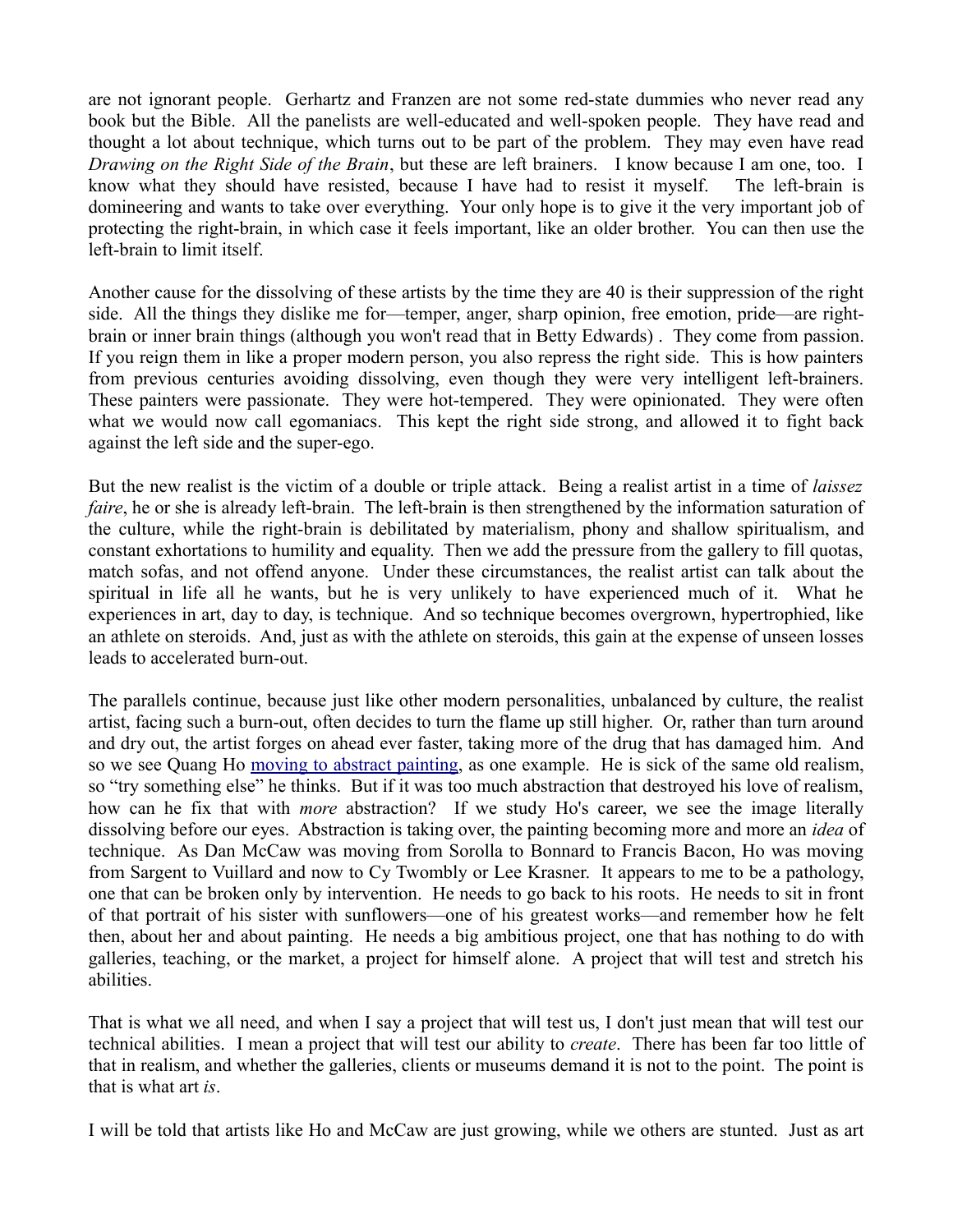are not ignorant people. Gerhartz and Franzen are not some red-state dummies who never read any book but the Bible. All the panelists are well-educated and well-spoken people. They have read and thought a lot about technique, which turns out to be part of the problem. They may even have read *Drawing on the Right Side of the Brain*, but these are left brainers. I know because I am one, too. I know what they should have resisted, because I have had to resist it myself. The left-brain is domineering and wants to take over everything. Your only hope is to give it the very important job of protecting the right-brain, in which case it feels important, like an older brother. You can then use the left-brain to limit itself.

Another cause for the dissolving of these artists by the time they are 40 is their suppression of the right side. All the things they dislike me for—temper, anger, sharp opinion, free emotion, pride—are right-brain or inner brain things (although you won't read that in Betty Edwards) . They come from passion. If you reign them in like a proper modern person, you also repress the right side. This is how painters from previous centuries avoiding dissolving, even though they were very intelligent left-brainers. These painters were passionate. They were hot-tempered. They were opinionated. They were often what we would now call egomaniacs. This kept the right side strong, and allowed it to fight back against the left side and the super-ego.

But the new realist is the victim of a double or triple attack. Being a realist artist in a time of *laissez faire*, he or she is already left-brain. The left-brain is then strengthened by the information saturation of the culture, while the right-brain is debilitated by materialism, phony and shallow spiritualism, and constant exhortations to humility and equality. Then we add the pressure from the gallery to fill quotas, match sofas, and not offend anyone. Under these circumstances, the realist artist can talk about the spiritual in life all he wants, but he is very unlikely to have experienced much of it. What he experiences in art, day to day, is technique. And so technique becomes overgrown, hypertrophied, like an athlete on steroids. And, just as with the athlete on steroids, this gain at the expense of unseen losses leads to accelerated burn-out.

The parallels continue, because just like other modern personalities, unbalanced by culture, the realist artist, facing such a burn-out, often decides to turn the flame up still higher. Or, rather than turn around and dry out, the artist forges on ahead ever faster, taking more of the drug that has damaged him. And so we see Quang Ho moving to abstract painting, as one example. He is sick of the same old realism, so "try something else" he thinks. But if it was too much abstraction that destroyed his love of realism, how can he fix that with *more* abstraction? If we study Ho's career, we see the image literally dissolving before our eyes. Abstraction is taking over, the painting becoming more and more an *idea* of technique. As Dan McCaw was moving from Sorolla to Bonnard to Francis Bacon, Ho was moving from Sargent to Vuillard and now to Cy Twombly or Lee Krasner. It appears to me to be a pathology, one that can be broken only by intervention. He needs to go back to his roots. He needs to sit in front of that portrait of his sister with sunflowers—one of his greatest works—and remember how he felt then, about her and about painting. He needs a big ambitious project, one that has nothing to do with galleries, teaching, or the market, a project for himself alone. A project that will test and stretch his abilities.

That is what we all need, and when I say a project that will test us, I don't just mean that will test our technical abilities. I mean a project that will test our ability to *create*. There has been far too little of that in realism, and whether the galleries, clients or museums demand it is not to the point. The point is that is what art *is*.

I will be told that artists like Ho and McCaw are just growing, while we others are stunted. Just as art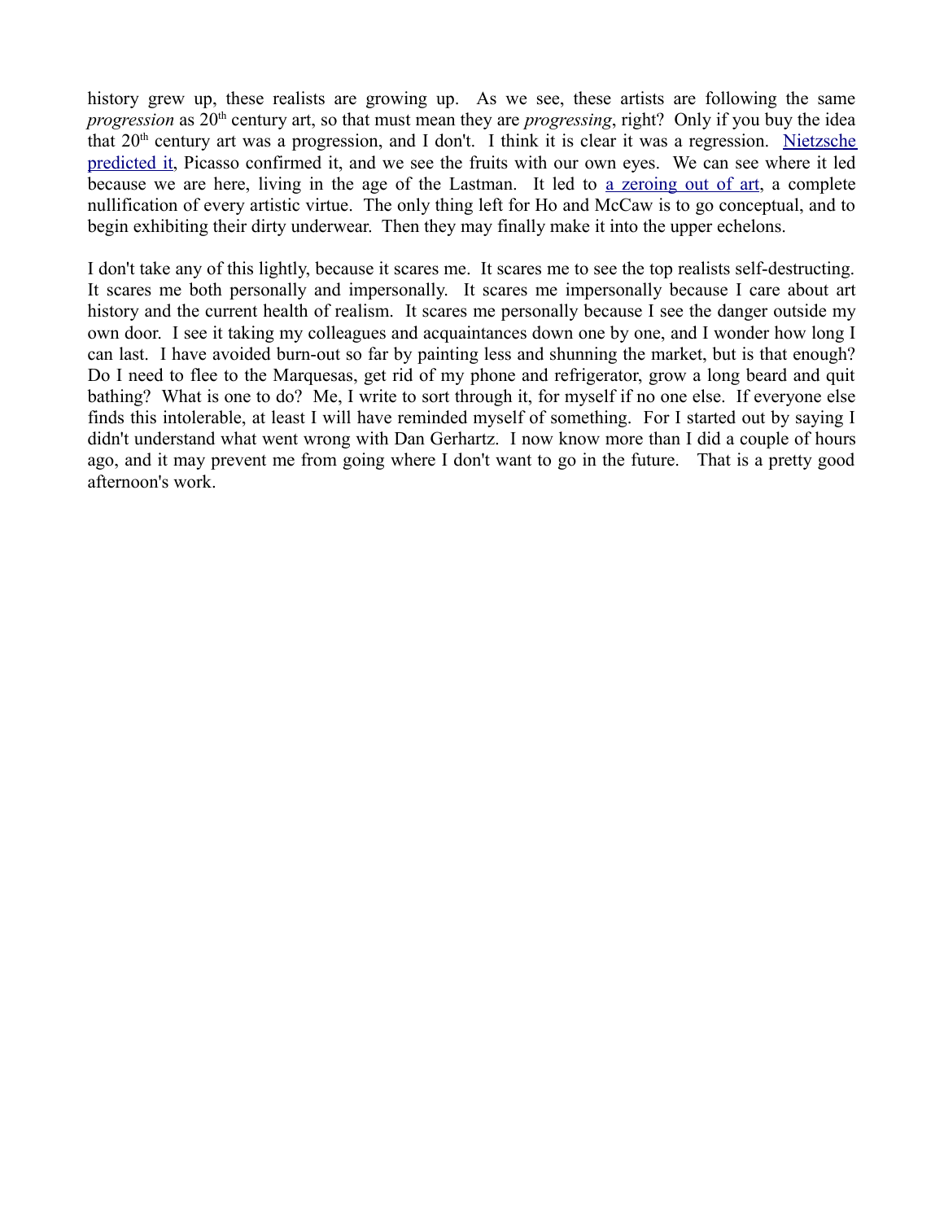history grew up, these realists are growing up. As we see, these artists are following the same *progression* as 20th century art, so that must mean they are *progressing*, right? Only if you buy the idea that 20th century art was a progression, and I don't. I think it is clear it was a regression. Nietzsche predicted it, Picasso confirmed it, and we see the fruits with our own eyes. We can see where it led because we are here, living in the age of the Lastman. It led to a zeroing out of art, a complete nullification of every artistic virtue. The only thing left for Ho and McCaw is to go conceptual, and to begin exhibiting their dirty underwear. Then they may finally make it into the upper echelons.

I don't take any of this lightly, because it scares me. It scares me to see the top realists self-destructing. It scares me both personally and impersonally. It scares me impersonally because I care about art history and the current health of realism. It scares me personally because I see the danger outside my own door. I see it taking my colleagues and acquaintances down one by one, and I wonder how long I can last. I have avoided burn-out so far by painting less and shunning the market, but is that enough? Do I need to flee to the Marquesas, get rid of my phone and refrigerator, grow a long beard and quit bathing? What is one to do? Me, I write to sort through it, for myself if no one else. If everyone else finds this intolerable, at least I will have reminded myself of something. For I started out by saying I didn't understand what went wrong with Dan Gerhartz. I now know more than I did a couple of hours ago, and it may prevent me from going where I don't want to go in the future. That is a pretty good afternoon's work.